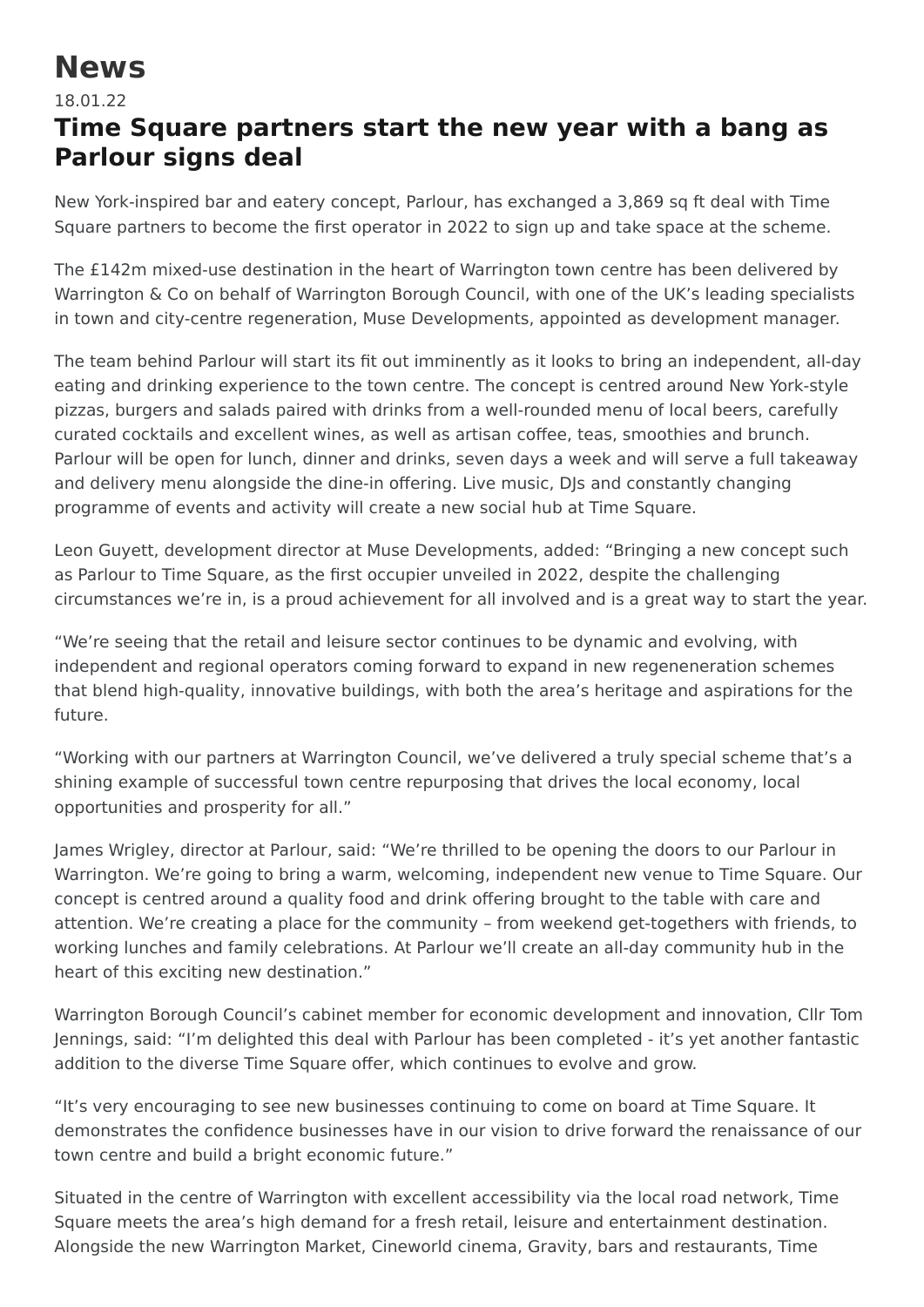# News

18.01.22

## Time Square partners start the new year with a bang as Parlour signs deal

New York-inspired bar and eatery concept, Parlour, has exchanged a 3,869 sq ft deal with Time Square partners to become the first operator in 2022 to sign up and take space at the scheme.

The £142m mixed-use destination in the heart of Warrington town centre has been delivered by Warrington & Co on behalf of Warrington Borough Council, with one of the UK's leading specialists in town and city-centre regeneration, Muse Developments, appointed as development manager.

The team behind Parlour will start its fit out imminently as it looks to bring an independent, all-day eating and drinking experience to the town centre. The concept is centred around New York-style pizzas, burgers and salads paired with drinks from a well-rounded menu of local beers, carefully curated cocktails and excellent wines, as well as artisan coffee, teas, smoothies and brunch. Parlour will be open for lunch, dinner and drinks, seven days a week and will serve a full takeaway and delivery menu alongside the dine-in offering. Live music, DJs and constantly changing programme of events and activity will create a new social hub at Time Square.

Leon Guyett, development director at Muse Developments, added: "Bringing a new concept such as Parlour to Time Square, as the first occupier unveiled in 2022, despite the challenging circumstances we're in, is a proud achievement for all involved and is a great way to start the year.

"We're seeing that the retail and leisure sector continues to be dynamic and evolving, with independent and regional operators coming forward to expand in new regeneneration schemes that blend high-quality, innovative buildings, with both the area's heritage and aspirations for the future.

"Working with our partners at Warrington Council, we've delivered a truly special scheme that's a shining example of successful town centre repurposing that drives the local economy, local opportunities and prosperity for all."

James Wrigley, director at Parlour, said: "We're thrilled to be opening the doors to our Parlour in Warrington. We're going to bring a warm, welcoming, independent new venue to Time Square. Our concept is centred around a quality food and drink offering brought to the table with care and attention. We're creating a place for the community – from weekend get-togethers with friends, to working lunches and family celebrations. At Parlour we'll create an all-day community hub in the heart of this exciting new destination."

Warrington Borough Council's cabinet member for economic development and innovation, Cllr Tom Jennings, said: "I'm delighted this deal with Parlour has been completed - it's yet another fantastic addition to the diverse Time Square offer, which continues to evolve and grow.

"It's very encouraging to see new businesses continuing to come on board at Time Square. It demonstrates the confidence businesses have in our vision to drive forward the renaissance of our town centre and build a bright economic future."

Situated in the centre of Warrington with excellent accessibility via the local road network, Time Square meets the area's high demand for a fresh retail, leisure and entertainment destination. Alongside the new Warrington Market, Cineworld cinema, Gravity, bars and restaurants, Time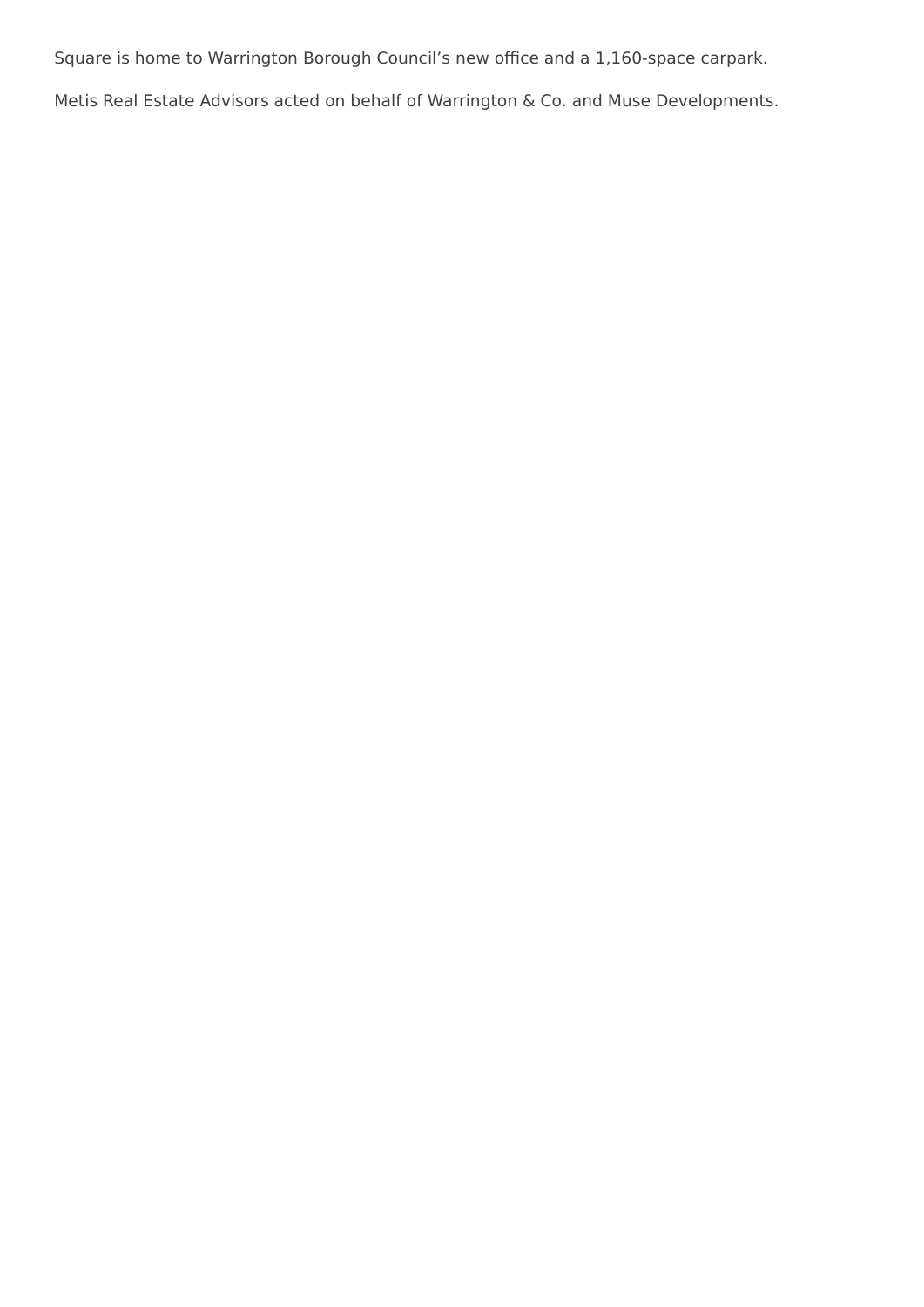Square is home to Warrington Borough Council’s new office and a 1,160-space carpark.

Metis Real Estate Advisors acted on behalf of Warrington & Co. and Muse Developments.